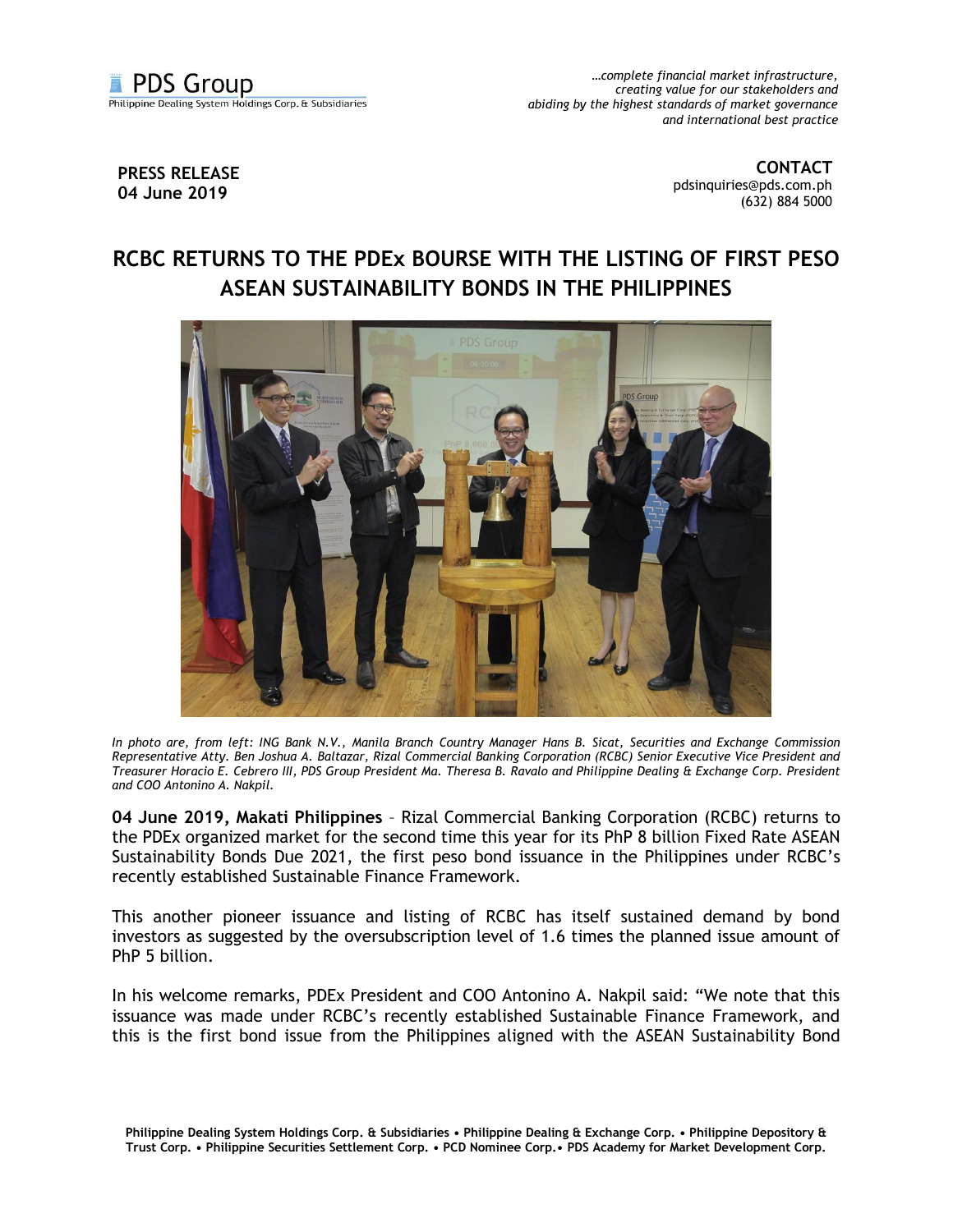PDS Group
Philippine Dealing System Holdings Corp. & Subsidiaries

*…complete financial market infrastructure, creating value for our stakeholders and abiding by the highest standards of market governance and international best practice*

**PRESS RELEASE**
**04 June 2019**

**CONTACT**
pdsinquiries@pds.com.ph
(632) 884 5000

# RCBC RETURNS TO THE PDEx BOURSE WITH THE LISTING OF FIRST PESO ASEAN SUSTAINABILITY BONDS IN THE PHILIPPINES

*In photo are, from left: ING Bank N.V., Manila Branch Country Manager Hans B. Sicat, Securities and Exchange Commission Representative Atty. Ben Joshua A. Baltazar, Rizal Commercial Banking Corporation (RCBC) Senior Executive Vice President and Treasurer Horacio E. Cebrero III, PDS Group President Ma. Theresa B. Ravalo and Philippine Dealing & Exchange Corp. President and COO Antonino A. Nakpil.*

**04 June 2019, Makati Philippines** – Rizal Commercial Banking Corporation (RCBC) returns to the PDEx organized market for the second time this year for its PhP 8 billion Fixed Rate ASEAN Sustainability Bonds Due 2021, the first peso bond issuance in the Philippines under RCBC's recently established Sustainable Finance Framework.

This another pioneer issuance and listing of RCBC has itself sustained demand by bond investors as suggested by the oversubscription level of 1.6 times the planned issue amount of PhP 5 billion.

In his welcome remarks, PDEx President and COO Antonino A. Nakpil said: "We note that this issuance was made under RCBC's recently established Sustainable Finance Framework, and this is the first bond issue from the Philippines aligned with the ASEAN Sustainability Bond

**Philippine Dealing System Holdings Corp. & Subsidiaries • Philippine Dealing & Exchange Corp. • Philippine Depository & Trust Corp. • Philippine Securities Settlement Corp. • PCD Nominee Corp.• PDS Academy for Market Development Corp.**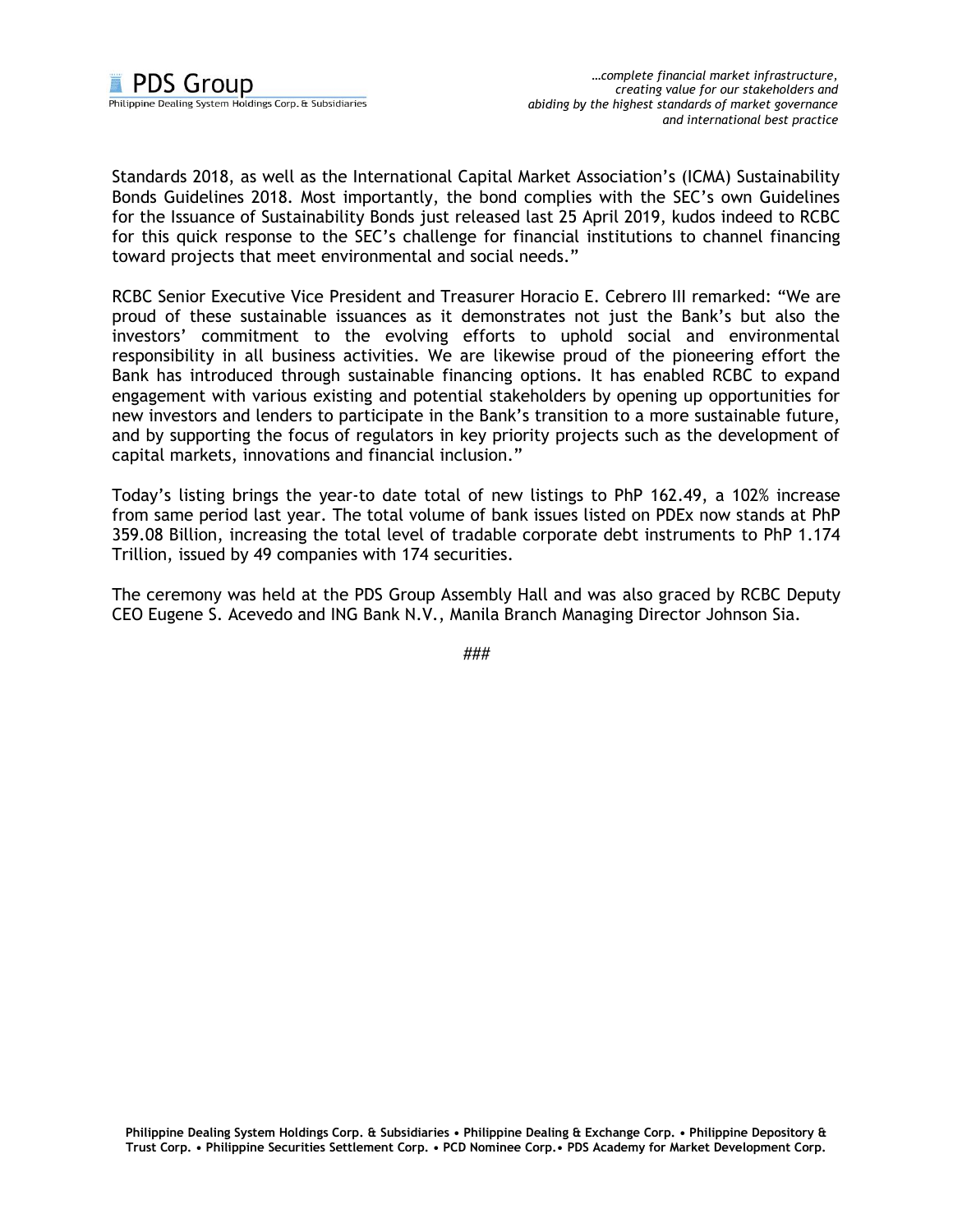Standards 2018, as well as the International Capital Market Association's (ICMA) Sustainability Bonds Guidelines 2018. Most importantly, the bond complies with the SEC's own Guidelines for the Issuance of Sustainability Bonds just released last 25 April 2019, kudos indeed to RCBC for this quick response to the SEC's challenge for financial institutions to channel financing toward projects that meet environmental and social needs."

RCBC Senior Executive Vice President and Treasurer Horacio E. Cebrero III remarked: "We are proud of these sustainable issuances as it demonstrates not just the Bank's but also the investors' commitment to the evolving efforts to uphold social and environmental responsibility in all business activities. We are likewise proud of the pioneering effort the Bank has introduced through sustainable financing options. It has enabled RCBC to expand engagement with various existing and potential stakeholders by opening up opportunities for new investors and lenders to participate in the Bank's transition to a more sustainable future, and by supporting the focus of regulators in key priority projects such as the development of capital markets, innovations and financial inclusion."

Today's listing brings the year-to date total of new listings to PhP 162.49, a 102% increase from same period last year. The total volume of bank issues listed on PDEx now stands at PhP 359.08 Billion, increasing the total level of tradable corporate debt instruments to PhP 1.174 Trillion, issued by 49 companies with 174 securities.

The ceremony was held at the PDS Group Assembly Hall and was also graced by RCBC Deputy CEO Eugene S. Acevedo and ING Bank N.V., Manila Branch Managing Director Johnson Sia.

###